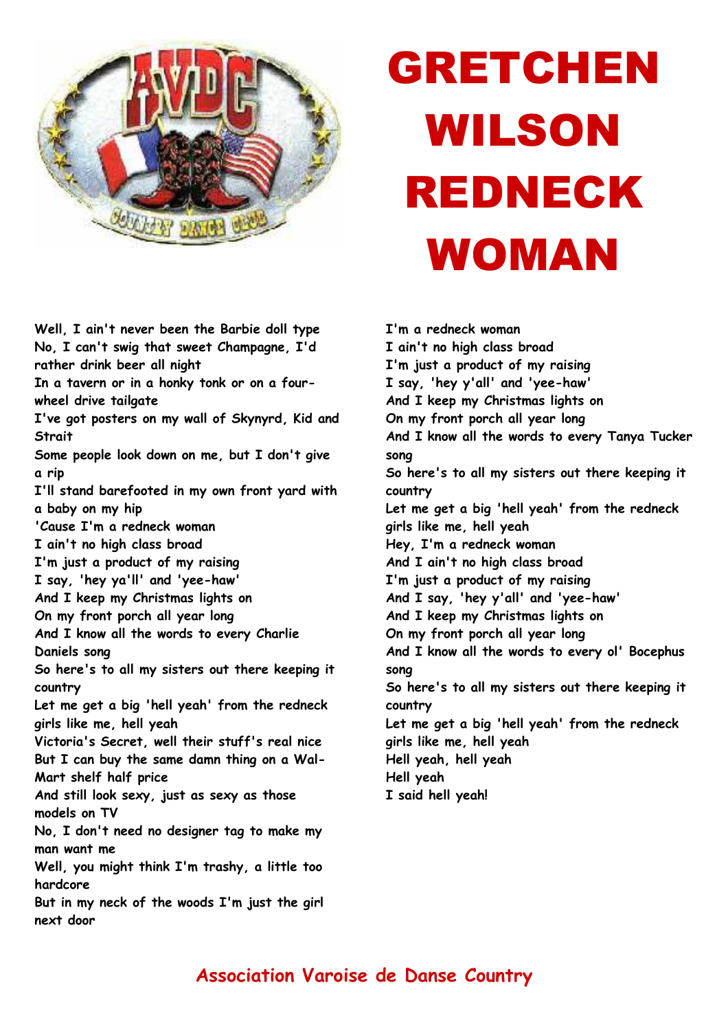

## GRETCHEN WILSON REDNECK WOMAN

**Well, I ain't never been the Barbie doll type No, I can't swig that sweet Champagne, I'd rather drink beer all night In a tavern or in a honky tonk or on a fourwheel drive tailgate I've got posters on my wall of Skynyrd, Kid and Strait Some people look down on me, but I don't give a rip I'll stand barefooted in my own front yard with a baby on my hip 'Cause I'm a redneck woman I ain't no high class broad I'm just a product of my raising I say, 'hey ya'll' and 'yee-haw' And I keep my Christmas lights on On my front porch all year long And I know all the words to every Charlie Daniels song So here's to all my sisters out there keeping it country Let me get a big 'hell yeah' from the redneck girls like me, hell yeah Victoria's Secret, well their stuff's real nice But I can buy the same damn thing on a Wal-Mart shelf half price And still look sexy, just as sexy as those models on TV No, I don't need no designer tag to make my man want me Well, you might think I'm trashy, a little too hardcore But in my neck of the woods I'm just the girl next door** 

**I'm a redneck woman I ain't no high class broad I'm just a product of my raising I say, 'hey y'all' and 'yee-haw' And I keep my Christmas lights on On my front porch all year long And I know all the words to every Tanya Tucker song So here's to all my sisters out there keeping it country Let me get a big 'hell yeah' from the redneck girls like me, hell yeah Hey, I'm a redneck woman And I ain't no high class broad I'm just a product of my raising And I say, 'hey y'all' and 'yee-haw' And I keep my Christmas lights on On my front porch all year long And I know all the words to every ol' Bocephus song So here's to all my sisters out there keeping it country Let me get a big 'hell yeah' from the redneck girls like me, hell yeah Hell yeah, hell yeah Hell yeah I said hell yeah!**